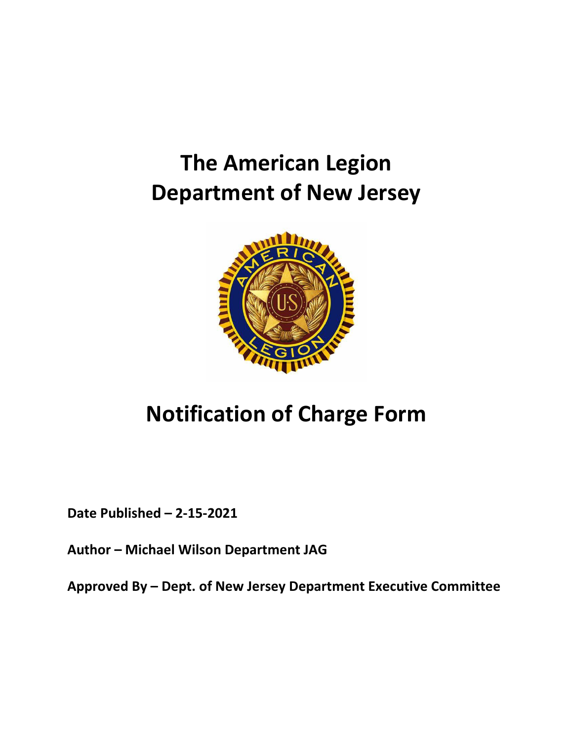# The American Legion
# Department of New Jersey

# Notification of Charge Form

**Date Published – 2-15-2021**

**Author – Michael Wilson Department JAG**

**Approved By – Dept. of New Jersey Department Executive Committee**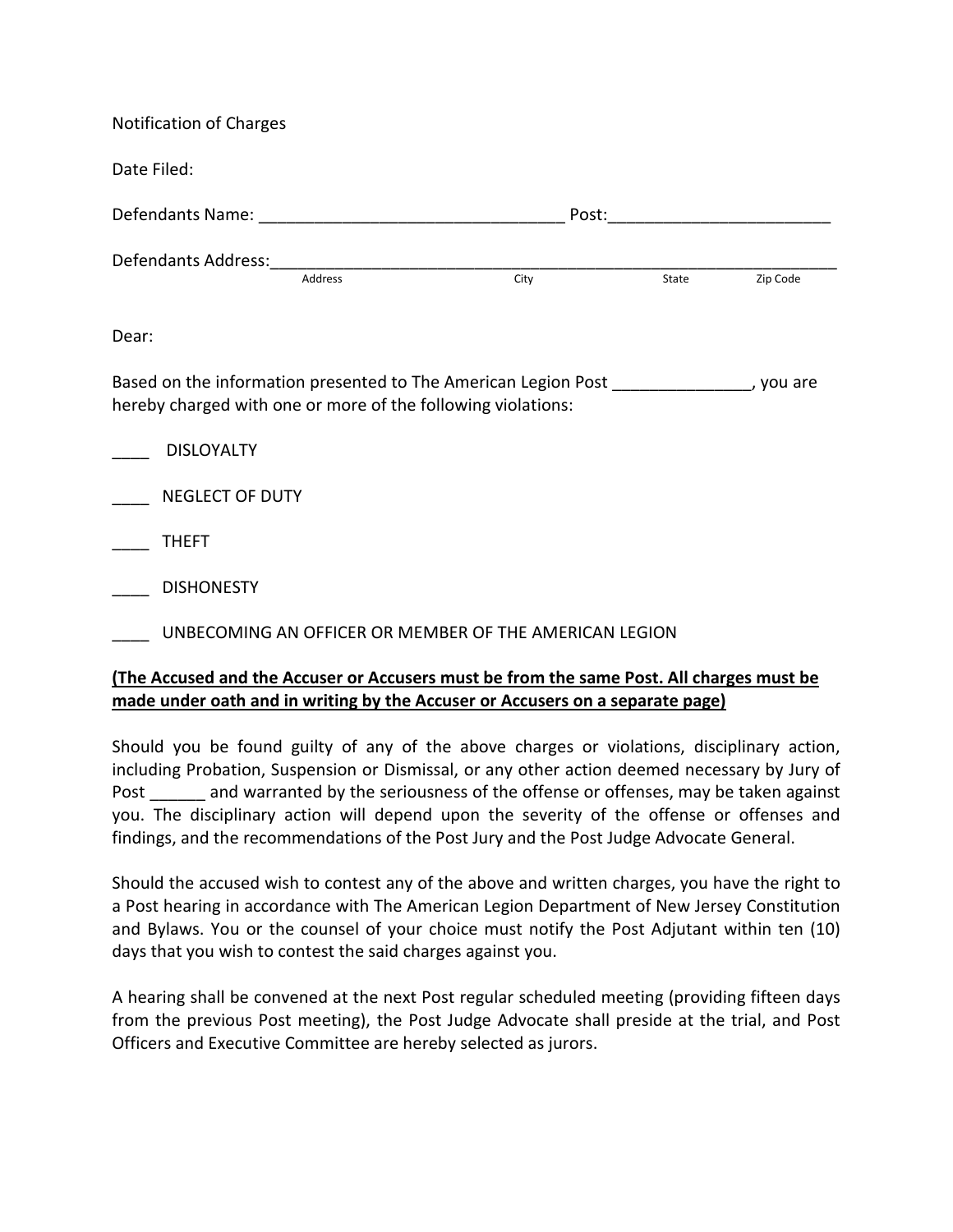Notification of Charges

Date Filed:

Defendants Name: ________________________________ Post:________________________

Defendants Address:____________________________________________________________

Address City State Zip Code

Dear:

Based on the information presented to The American Legion Post _______________, you are hereby charged with one or more of the following violations:

____ DISLOYALTY

____ NEGLECT OF DUTY

____ THEFT

____ DISHONESTY

____ UNBECOMING AN OFFICER OR MEMBER OF THE AMERICAN LEGION

**(The Accused and the Accuser or Accusers must be from the same Post. All charges must be made under oath and in writing by the Accuser or Accusers on a separate page)**

Should you be found guilty of any of the above charges or violations, disciplinary action, including Probation, Suspension or Dismissal, or any other action deemed necessary by Jury of Post ______ and warranted by the seriousness of the offense or offenses, may be taken against you. The disciplinary action will depend upon the severity of the offense or offenses and findings, and the recommendations of the Post Jury and the Post Judge Advocate General.

Should the accused wish to contest any of the above and written charges, you have the right to a Post hearing in accordance with The American Legion Department of New Jersey Constitution and Bylaws. You or the counsel of your choice must notify the Post Adjutant within ten (10) days that you wish to contest the said charges against you.

A hearing shall be convened at the next Post regular scheduled meeting (providing fifteen days from the previous Post meeting), the Post Judge Advocate shall preside at the trial, and Post Officers and Executive Committee are hereby selected as jurors.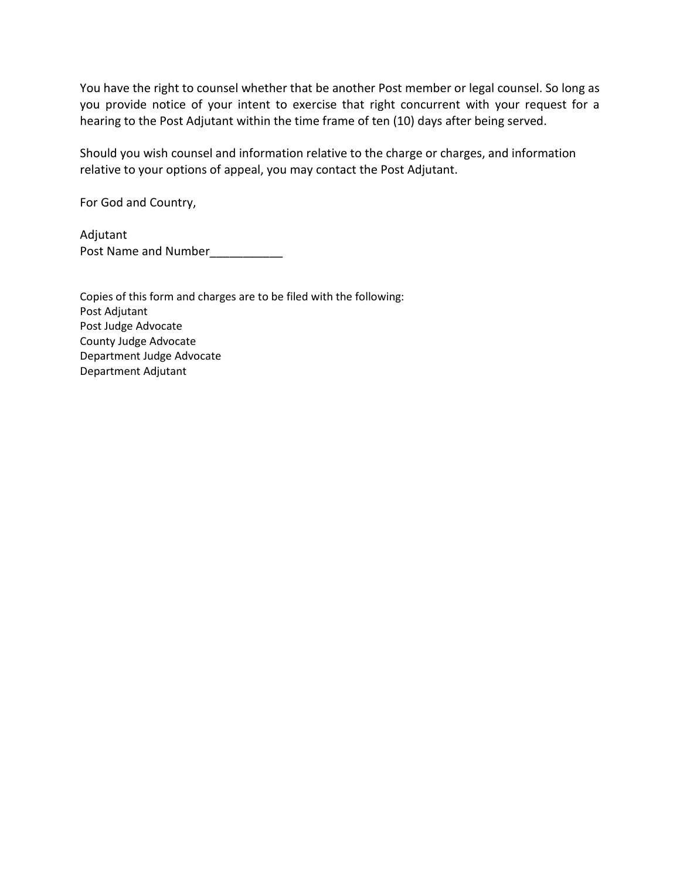You have the right to counsel whether that be another Post member or legal counsel. So long as you provide notice of your intent to exercise that right concurrent with your request for a hearing to the Post Adjutant within the time frame of ten (10) days after being served.

Should you wish counsel and information relative to the charge or charges, and information relative to your options of appeal, you may contact the Post Adjutant.

For God and Country,

Adjutant  
Post Name and Number___________

Copies of this form and charges are to be filed with the following:  
Post Adjutant  
Post Judge Advocate  
County Judge Advocate  
Department Judge Advocate  
Department Adjutant